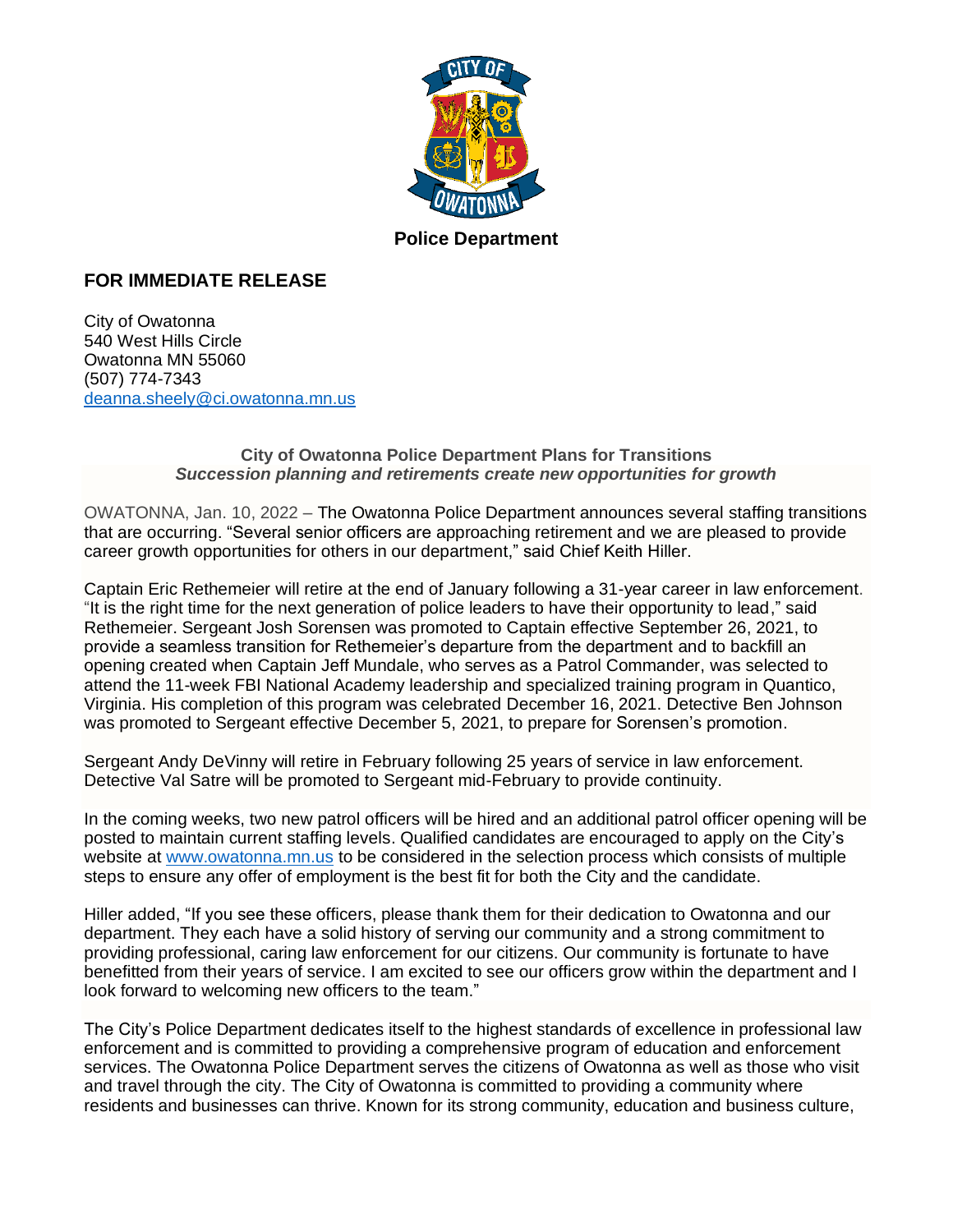**Police Department**

## FOR IMMEDIATE RELEASE

City of Owatonna
540 West Hills Circle
Owatonna MN 55060
(507) 774-7343
deanna.sheely@ci.owatonna.mn.us

### City of Owatonna Police Department Plans for Transitions

***Succession planning and retirements create new opportunities for growth***

OWATONNA, Jan. 10, 2022 – The Owatonna Police Department announces several staffing transitions that are occurring. "Several senior officers are approaching retirement and we are pleased to provide career growth opportunities for others in our department," said Chief Keith Hiller.

Captain Eric Rethemeier will retire at the end of January following a 31-year career in law enforcement. "It is the right time for the next generation of police leaders to have their opportunity to lead," said Rethemeier. Sergeant Josh Sorensen was promoted to Captain effective September 26, 2021, to provide a seamless transition for Rethemeier's departure from the department and to backfill an opening created when Captain Jeff Mundale, who serves as a Patrol Commander, was selected to attend the 11-week FBI National Academy leadership and specialized training program in Quantico, Virginia. His completion of this program was celebrated December 16, 2021. Detective Ben Johnson was promoted to Sergeant effective December 5, 2021, to prepare for Sorensen's promotion.

Sergeant Andy DeVinny will retire in February following 25 years of service in law enforcement. Detective Val Satre will be promoted to Sergeant mid-February to provide continuity.

In the coming weeks, two new patrol officers will be hired and an additional patrol officer opening will be posted to maintain current staffing levels. Qualified candidates are encouraged to apply on the City's website at www.owatonna.mn.us to be considered in the selection process which consists of multiple steps to ensure any offer of employment is the best fit for both the City and the candidate.

Hiller added, "If you see these officers, please thank them for their dedication to Owatonna and our department. They each have a solid history of serving our community and a strong commitment to providing professional, caring law enforcement for our citizens. Our community is fortunate to have benefitted from their years of service. I am excited to see our officers grow within the department and I look forward to welcoming new officers to the team."

The City's Police Department dedicates itself to the highest standards of excellence in professional law enforcement and is committed to providing a comprehensive program of education and enforcement services. The Owatonna Police Department serves the citizens of Owatonna as well as those who visit and travel through the city. The City of Owatonna is committed to providing a community where residents and businesses can thrive. Known for its strong community, education and business culture,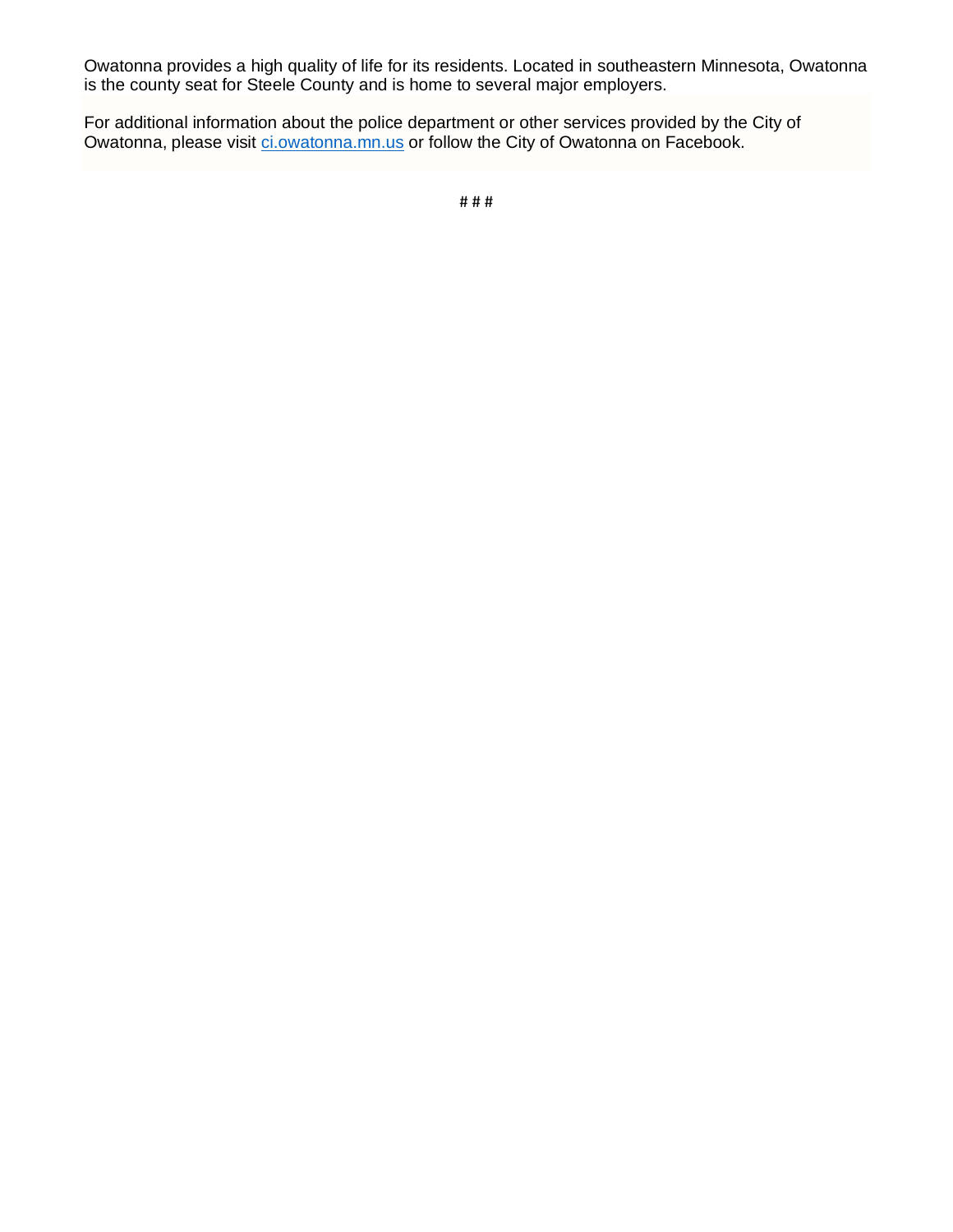Owatonna provides a high quality of life for its residents. Located in southeastern Minnesota, Owatonna is the county seat for Steele County and is home to several major employers.

For additional information about the police department or other services provided by the City of Owatonna, please visit ci.owatonna.mn.us or follow the City of Owatonna on Facebook.

# # #